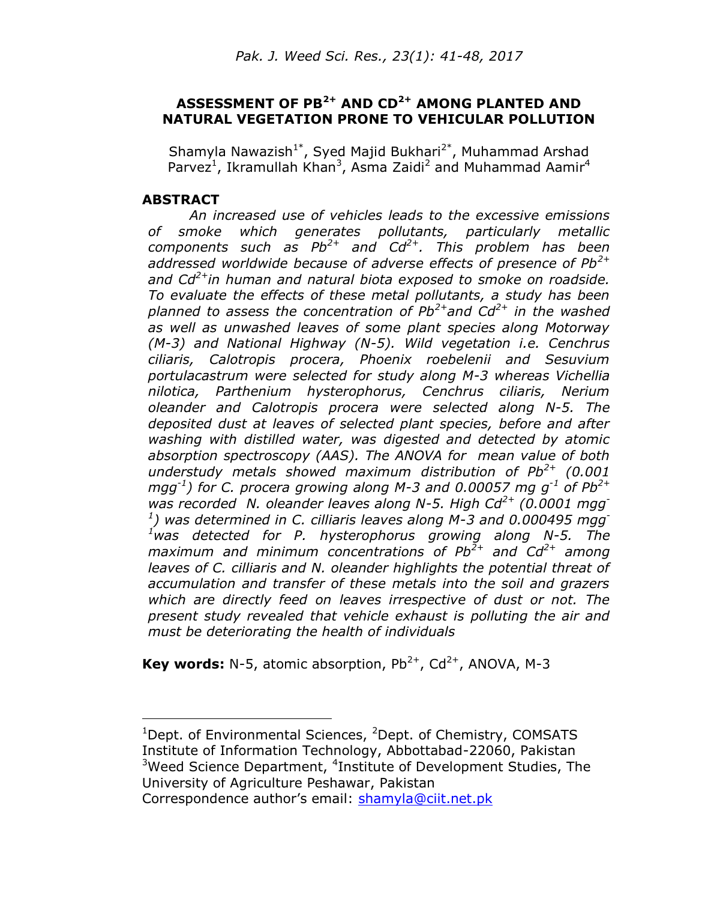# ASSESSMENT OF $PB^{2+}$ AND $CD^{2+}$ AMONG PLANTED AND NATURAL VEGETATION PRONE TO VEHICULAR POLLUTION

Shamyla Nawazish[1*], Syed Majid Bukhari[2*], Muhammad Arshad Parvez[1], Ikramullah Khan[3], Asma Zaidi[2] and Muhammad Aamir[4]

## ABSTRACT

*An increased use of vehicles leads to the excessive emissions of smoke which generates pollutants, particularly metallic components such as $Pb^{2+}$ and $Cd^{2+}$. This problem has been addressed worldwide because of adverse effects of presence of $Pb^{2+}$ and $Cd^{2+}$in human and natural biota exposed to smoke on roadside. To evaluate the effects of these metal pollutants, a study has been planned to assess the concentration of $Pb^{2+}$and $Cd^{2+}$ in the washed as well as unwashed leaves of some plant species along Motorway (M-3) and National Highway (N-5). Wild vegetation i.e. Cenchrus ciliaris, Calotropis procera, Phoenix roebelenii and Sesuvium portulacastrum were selected for study along M-3 whereas Vichellia nilotica, Parthenium hysterophorus, Cenchrus ciliaris, Nerium oleander and Calotropis procera were selected along N-5. The deposited dust at leaves of selected plant species, before and after washing with distilled water, was digested and detected by atomic absorption spectroscopy (AAS). The ANOVA for mean value of both understudy metals showed maximum distribution of $Pb^{2+}$ (0.001 $mg g^{-1}$) for C. procera growing along M-3 and 0.00057 $mg\ g^{-1}$ of $Pb^{2+}$ was recorded N. oleander leaves along N-5. High $Cd^{2+}$ (0.0001 $mg g^{-1}$) was determined in C. cilliaris leaves along M-3 and 0.000495 $mg g^{-1}$was detected for P. hysterophorus growing along N-5. The maximum and minimum concentrations of $Pb^{2+}$ and $Cd^{2+}$ among leaves of C. cilliaris and N. oleander highlights the potential threat of accumulation and transfer of these metals into the soil and grazers which are directly feed on leaves irrespective of dust or not. The present study revealed that vehicle exhaust is polluting the air and must be deteriorating the health of individuals*

**Key words:** N-5, atomic absorption, $Pb^{2+}$, $Cd^{2+}$, ANOVA, M-3

---

[1]Dept. of Environmental Sciences, [2]Dept. of Chemistry, COMSATS Institute of Information Technology, Abbottabad-22060, Pakistan
[3]Weed Science Department, [4]Institute of Development Studies, The University of Agriculture Peshawar, Pakistan
Correspondence author's email: shamyla@ciit.net.pk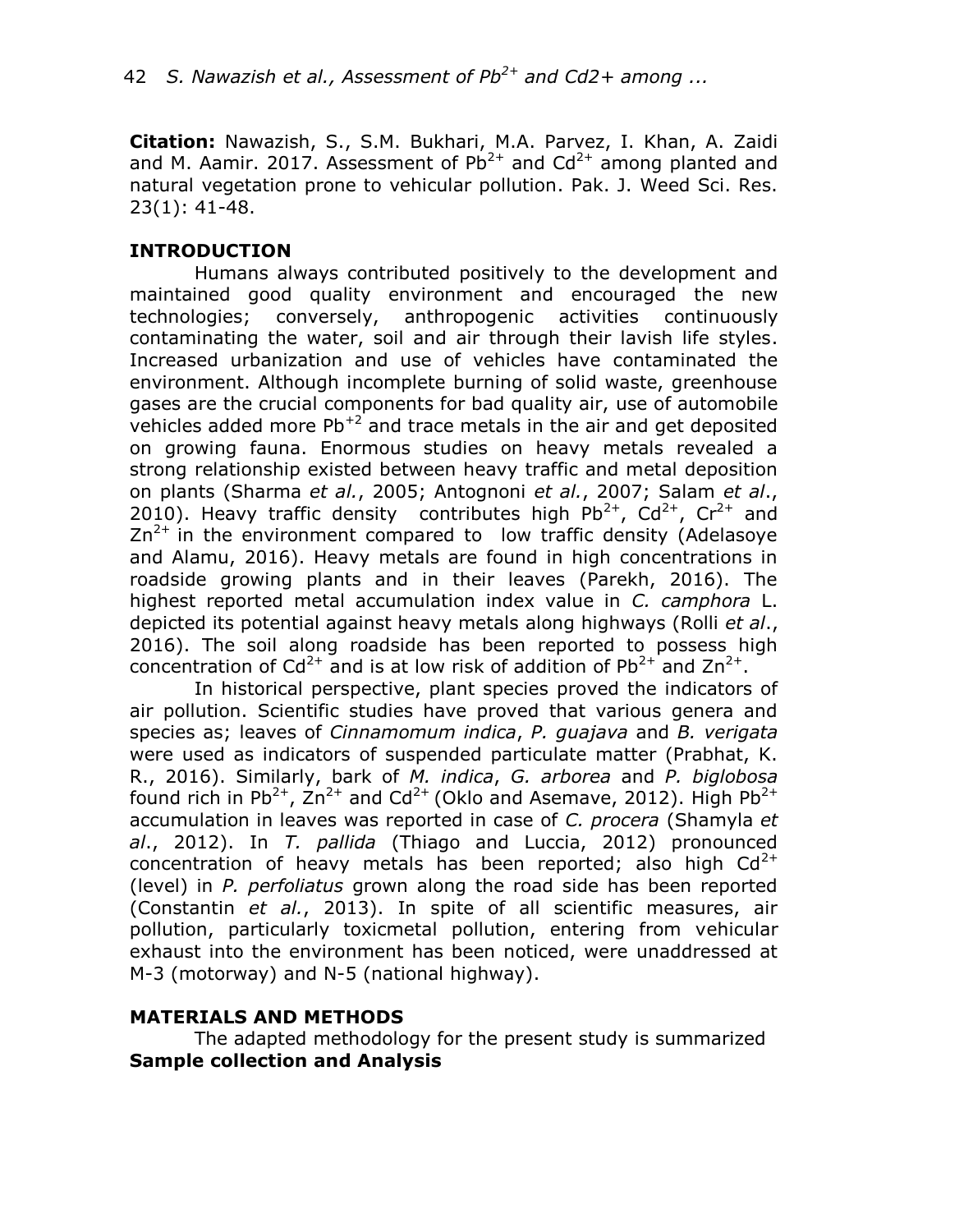**Citation:** Nawazish, S., S.M. Bukhari, M.A. Parvez, I. Khan, A. Zaidi and M. Aamir. 2017. Assessment of $Pb^{2+}$ and $Cd^{2+}$ among planted and natural vegetation prone to vehicular pollution. Pak. J. Weed Sci. Res. 23(1): 41-48.

## INTRODUCTION

Humans always contributed positively to the development and maintained good quality environment and encouraged the new technologies; conversely, anthropogenic activities continuously contaminating the water, soil and air through their lavish life styles. Increased urbanization and use of vehicles have contaminated the environment. Although incomplete burning of solid waste, greenhouse gases are the crucial components for bad quality air, use of automobile vehicles added more $Pb^{+2}$ and trace metals in the air and get deposited on growing fauna. Enormous studies on heavy metals revealed a strong relationship existed between heavy traffic and metal deposition on plants (Sharma *et al.*, 2005; Antognoni *et al.*, 2007; Salam *et al.*, 2010). Heavy traffic density contributes high $Pb^{2+}$, $Cd^{2+}$, $Cr^{2+}$ and $Zn^{2+}$ in the environment compared to low traffic density (Adelasoye and Alamu, 2016). Heavy metals are found in high concentrations in roadside growing plants and in their leaves (Parekh, 2016). The highest reported metal accumulation index value in *C. camphora* L. depicted its potential against heavy metals along highways (Rolli *et al*., 2016). The soil along roadside has been reported to possess high concentration of $Cd^{2+}$ and is at low risk of addition of $Pb^{2+}$ and $Zn^{2+}$.

In historical perspective, plant species proved the indicators of air pollution. Scientific studies have proved that various genera and species as; leaves of *Cinnamomum indica*, *P. guajava* and *B. verigata* were used as indicators of suspended particulate matter (Prabhat, K. R., 2016). Similarly, bark of *M. indica*, *G. arborea* and *P. biglobosa* found rich in $Pb^{2+}$, $Zn^{2+}$ and $Cd^{2+}$ (Oklo and Asemave, 2012). High $Pb^{2+}$ accumulation in leaves was reported in case of *C. procera* (Shamyla *et al*., 2012). In *T. pallida* (Thiago and Luccia, 2012) pronounced concentration of heavy metals has been reported; also high $Cd^{2+}$ (level) in *P. perfoliatus* grown along the road side has been reported (Constantin *et al.*, 2013). In spite of all scientific measures, air pollution, particularly toxicmetal pollution, entering from vehicular exhaust into the environment has been noticed, were unaddressed at M-3 (motorway) and N-5 (national highway).

## MATERIALS AND METHODS

The adapted methodology for the present study is summarized

**Sample collection and Analysis**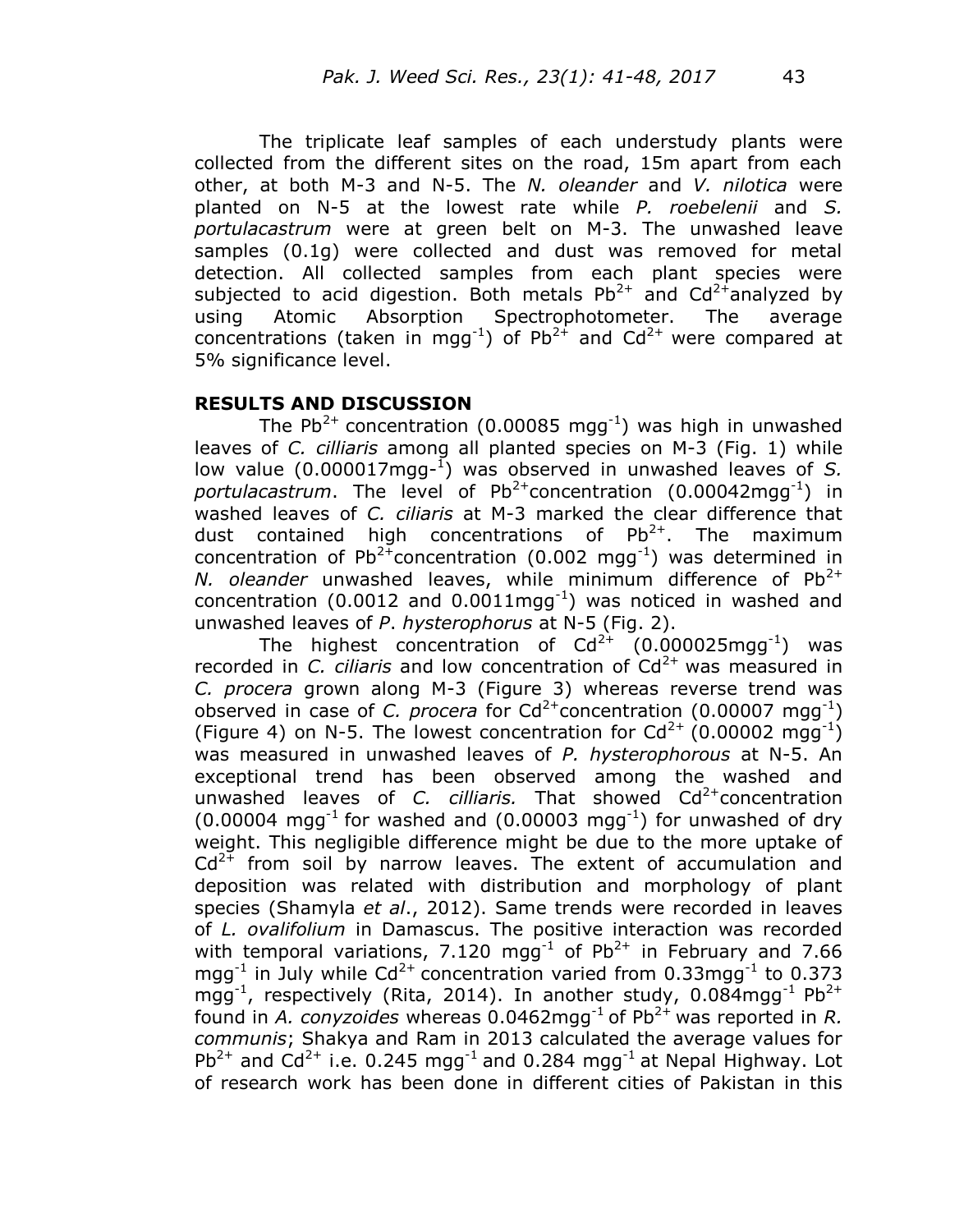The triplicate leaf samples of each understudy plants were collected from the different sites on the road, 15m apart from each other, at both M-3 and N-5. The *N. oleander* and *V. nilotica* were planted on N-5 at the lowest rate while *P. roebelenii* and *S. portulacastrum* were at green belt on M-3. The unwashed leave samples (0.1g) were collected and dust was removed for metal detection. All collected samples from each plant species were subjected to acid digestion. Both metals $Pb^{2+}$ and $Cd^{2+}$ analyzed by using Atomic Absorption Spectrophotometer. The average concentrations (taken in $mgg^{-1}$) of $Pb^{2+}$ and $Cd^{2+}$ were compared at 5% significance level.

## RESULTS AND DISCUSSION

The $Pb^{2+}$ concentration (0.00085 $mgg^{-1}$) was high in unwashed leaves of *C. cilliaris* among all planted species on M-3 (Fig. 1) while low value (0.000017mgg-$^{1}$) was observed in unwashed leaves of *S. portulacastrum*. The level of $Pb^{2+}$concentration (0.00042$mgg^{-1}$) in washed leaves of *C. ciliaris* at M-3 marked the clear difference that dust contained high concentrations of $Pb^{2+}$. The maximum concentration of $Pb^{2+}$concentration (0.002 $mgg^{-1}$) was determined in *N. oleander* unwashed leaves, while minimum difference of $Pb^{2+}$ concentration (0.0012 and 0.0011$mgg^{-1}$) was noticed in washed and unwashed leaves of *P*. *hysterophorus* at N-5 (Fig. 2).

The highest concentration of $Cd^{2+}$ (0.000025$mgg^{-1}$) was recorded in *C. ciliaris* and low concentration of $Cd^{2+}$ was measured in *C. procera* grown along M-3 (Figure 3) whereas reverse trend was observed in case of *C. procera* for $Cd^{2+}$concentration (0.00007 $mgg^{-1}$) (Figure 4) on N-5. The lowest concentration for $Cd^{2+}$ (0.00002 $mgg^{-1}$) was measured in unwashed leaves of *P. hysterophorous* at N-5. An exceptional trend has been observed among the washed and unwashed leaves of *C. cilliaris.* That showed $Cd^{2+}$concentration (0.00004 $mgg^{-1}$ for washed and (0.00003 $mgg^{-1}$) for unwashed of dry weight. This negligible difference might be due to the more uptake of $Cd^{2+}$ from soil by narrow leaves. The extent of accumulation and deposition was related with distribution and morphology of plant species (Shamyla *et al*., 2012). Same trends were recorded in leaves of *L. ovalifolium* in Damascus. The positive interaction was recorded with temporal variations, 7.120 $mgg^{-1}$ of $Pb^{2+}$ in February and 7.66 $mgg^{-1}$ in July while $Cd^{2+}$ concentration varied from 0.33$mgg^{-1}$ to 0.373 $mgg^{-1}$, respectively (Rita, 2014). In another study, 0.084$mgg^{-1}$ $Pb^{2+}$ found in *A. conyzoides* whereas 0.0462$mgg^{-1}$ of $Pb^{2+}$ was reported in *R. communis*; Shakya and Ram in 2013 calculated the average values for $Pb^{2+}$ and $Cd^{2+}$ i.e. 0.245 $mgg^{-1}$ and 0.284 $mgg^{-1}$ at Nepal Highway. Lot of research work has been done in different cities of Pakistan in this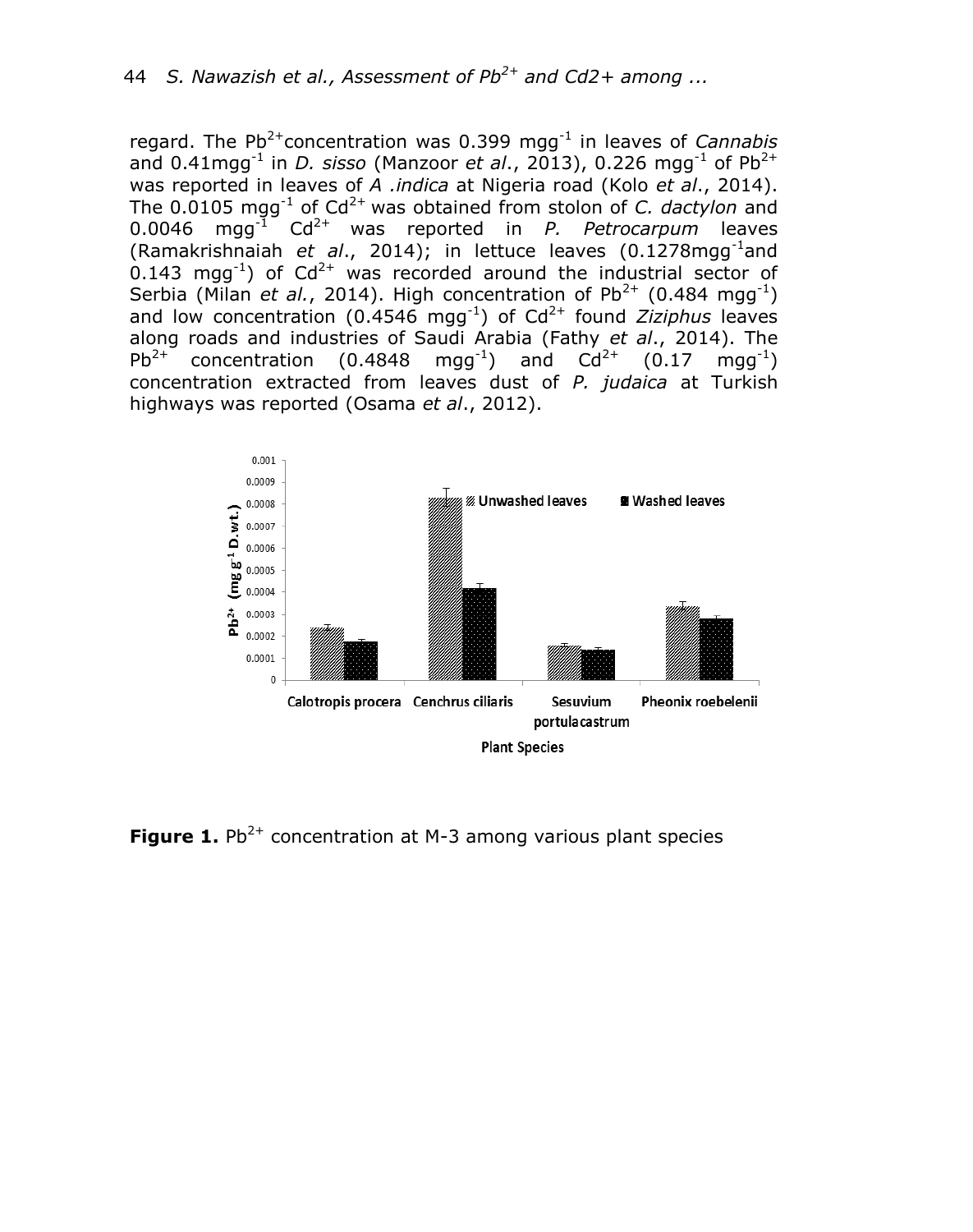regard. The $Pb^{2+}$concentration was 0.399 $mgg^{-1}$ in leaves of *Cannabis* and 0.41$mgg^{-1}$ in *D. sisso* (Manzoor *et al*., 2013), 0.226 $mgg^{-1}$ of $Pb^{2+}$ was reported in leaves of *A .indica* at Nigeria road (Kolo *et al*., 2014). The 0.0105 $mgg^{-1}$ of $Cd^{2+}$ was obtained from stolon of *C. dactylon* and 0.0046 $mgg^{-1}$ $Cd^{2+}$ was reported in *P. Petrocarpum* leaves (Ramakrishnaiah *et al*., 2014); in lettuce leaves (0.1278$mgg^{-1}$and 0.143 $mgg^{-1}$) of $Cd^{2+}$ was recorded around the industrial sector of Serbia (Milan *et al.*, 2014). High concentration of $Pb^{2+}$ (0.484 $mgg^{-1}$) and low concentration (0.4546 $mgg^{-1}$) of $Cd^{2+}$ found *Ziziphus* leaves along roads and industries of Saudi Arabia (Fathy *et al*., 2014). The $Pb^{2+}$ concentration (0.4848 $mgg^{-1}$) and $Cd^{2+}$ (0.17 $mgg^{-1}$) concentration extracted from leaves dust of *P. judaica* at Turkish highways was reported (Osama *et al*., 2012).

**Figure 1.** $Pb^{2+}$ concentration at M-3 among various plant species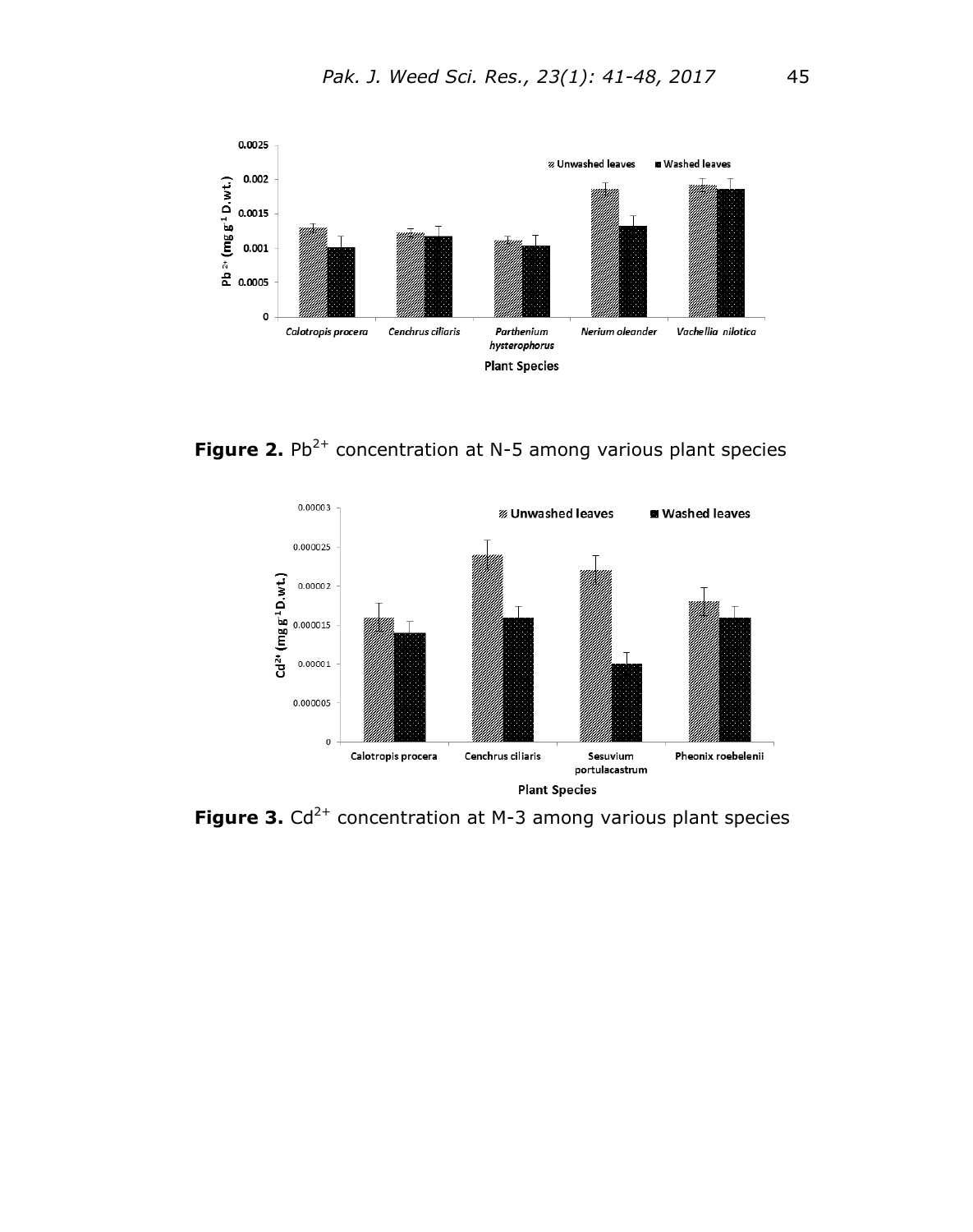**Figure 2.** $Pb^{2+}$ concentration at N-5 among various plant species

**Figure 3.** $Cd^{2+}$ concentration at M-3 among various plant species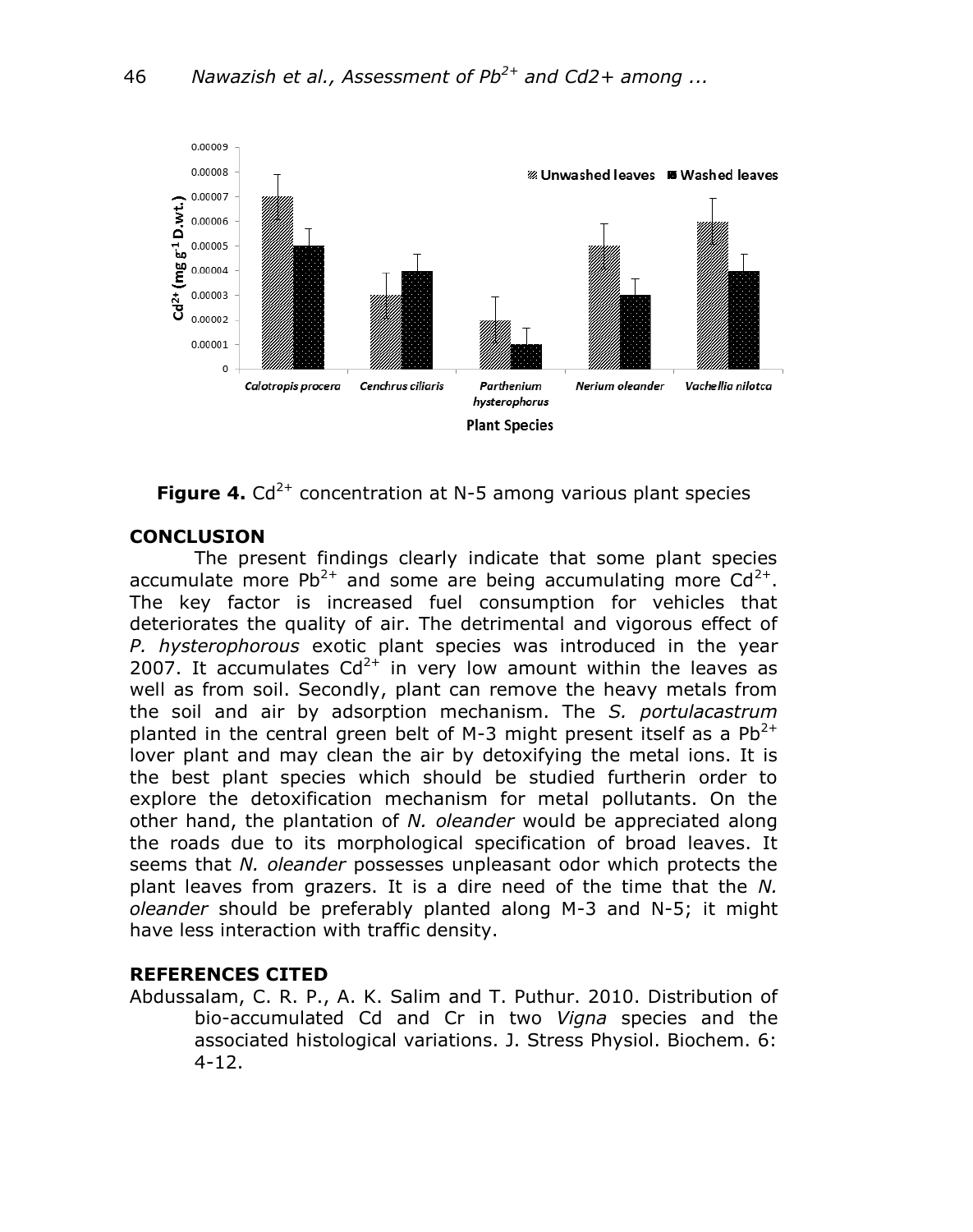**Figure 4.** $Cd^{2+}$ concentration at N-5 among various plant species

## CONCLUSION

The present findings clearly indicate that some plant species accumulate more $Pb^{2+}$ and some are being accumulating more $Cd^{2+}$. The key factor is increased fuel consumption for vehicles that deteriorates the quality of air. The detrimental and vigorous effect of *P. hysterophorous* exotic plant species was introduced in the year 2007. It accumulates $Cd^{2+}$ in very low amount within the leaves as well as from soil. Secondly, plant can remove the heavy metals from the soil and air by adsorption mechanism. The *S. portulacastrum* planted in the central green belt of M-3 might present itself as a $Pb^{2+}$ lover plant and may clean the air by detoxifying the metal ions. It is the best plant species which should be studied furtherin order to explore the detoxification mechanism for metal pollutants. On the other hand, the plantation of *N. oleander* would be appreciated along the roads due to its morphological specification of broad leaves. It seems that *N. oleander* possesses unpleasant odor which protects the plant leaves from grazers. It is a dire need of the time that the *N. oleander* should be preferably planted along M-3 and N-5; it might have less interaction with traffic density.

## REFERENCES CITED

Abdussalam, C. R. P., A. K. Salim and T. Puthur. 2010. Distribution of bio-accumulated Cd and Cr in two *Vigna* species and the associated histological variations. J. Stress Physiol. Biochem. 6: 4-12.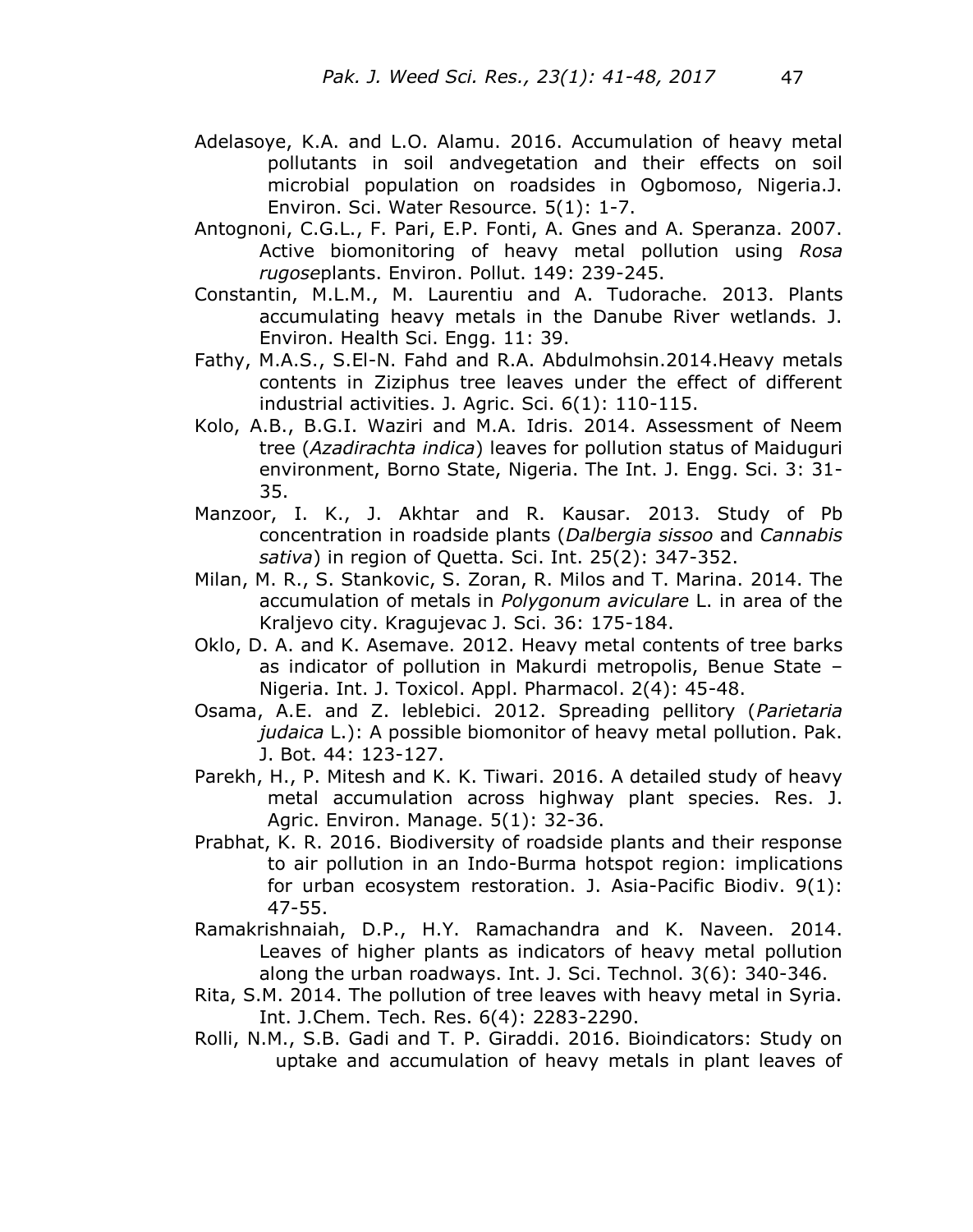Adelasoye, K.A. and L.O. Alamu. 2016. Accumulation of heavy metal pollutants in soil andvegetation and their effects on soil microbial population on roadsides in Ogbomoso, Nigeria.J. Environ. Sci. Water Resource. 5(1): 1-7.

Antognoni, C.G.L., F. Pari, E.P. Fonti, A. Gnes and A. Speranza. 2007. Active biomonitoring of heavy metal pollution using *Rosa rugose*plants. Environ. Pollut. 149: 239-245.

Constantin, M.L.M., M. Laurentiu and A. Tudorache. 2013. Plants accumulating heavy metals in the Danube River wetlands. J. Environ. Health Sci. Engg. 11: 39.

Fathy, M.A.S., S.El-N. Fahd and R.A. Abdulmohsin.2014.Heavy metals contents in Ziziphus tree leaves under the effect of different industrial activities. J. Agric. Sci. 6(1): 110-115.

Kolo, A.B., B.G.I. Waziri and M.A. Idris. 2014. Assessment of Neem tree (*Azadirachta indica*) leaves for pollution status of Maiduguri environment, Borno State, Nigeria. The Int. J. Engg. Sci. 3: 31-35.

Manzoor, I. K., J. Akhtar and R. Kausar. 2013. Study of Pb concentration in roadside plants (*Dalbergia sissoo* and *Cannabis sativa*) in region of Quetta. Sci. Int. 25(2): 347-352.

Milan, M. R., S. Stankovic, S. Zoran, R. Milos and T. Marina. 2014. The accumulation of metals in *Polygonum aviculare* L. in area of the Kraljevo city. Kragujevac J. Sci. 36: 175-184.

Oklo, D. A. and K. Asemave. 2012. Heavy metal contents of tree barks as indicator of pollution in Makurdi metropolis, Benue State – Nigeria. Int. J. Toxicol. Appl. Pharmacol. 2(4): 45-48.

Osama, A.E. and Z. leblebici. 2012. Spreading pellitory (*Parietaria judaica* L.): A possible biomonitor of heavy metal pollution. Pak. J. Bot. 44: 123-127.

Parekh, H., P. Mitesh and K. K. Tiwari. 2016. A detailed study of heavy metal accumulation across highway plant species. Res. J. Agric. Environ. Manage. 5(1): 32-36.

Prabhat, K. R. 2016. Biodiversity of roadside plants and their response to air pollution in an Indo-Burma hotspot region: implications for urban ecosystem restoration. J. Asia-Pacific Biodiv. 9(1): 47-55.

Ramakrishnaiah, D.P., H.Y. Ramachandra and K. Naveen. 2014. Leaves of higher plants as indicators of heavy metal pollution along the urban roadways. Int. J. Sci. Technol. 3(6): 340-346.

Rita, S.M. 2014. The pollution of tree leaves with heavy metal in Syria. Int. J.Chem. Tech. Res. 6(4): 2283-2290.

Rolli, N.M., S.B. Gadi and T. P. Giraddi. 2016. Bioindicators: Study on uptake and accumulation of heavy metals in plant leaves of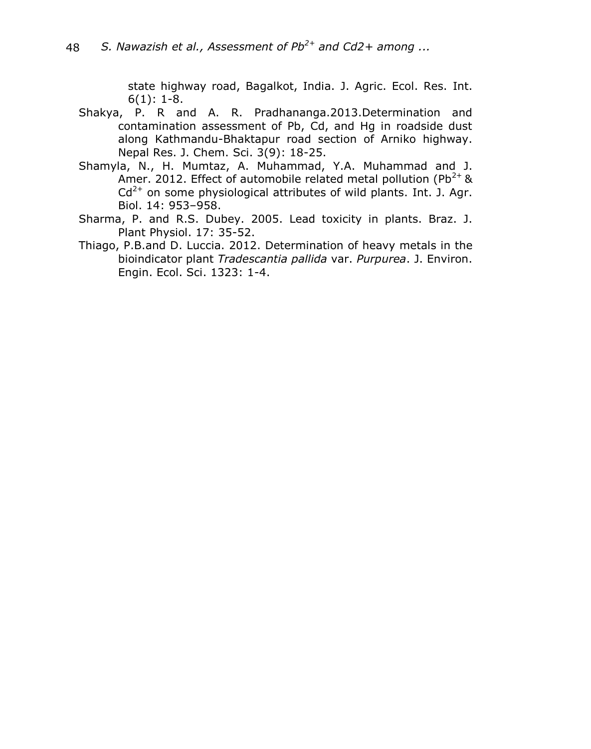state highway road, Bagalkot, India. J. Agric. Ecol. Res. Int. 6(1): 1-8.

Shakya, P. R and A. R. Pradhananga.2013.Determination and contamination assessment of Pb, Cd, and Hg in roadside dust along Kathmandu-Bhaktapur road section of Arniko highway. Nepal Res. J. Chem. Sci. 3(9): 18-25.

Shamyla, N., H. Mumtaz, A. Muhammad, Y.A. Muhammad and J. Amer. 2012. Effect of automobile related metal pollution ($Pb^{2+}$ & $Cd^{2+}$ on some physiological attributes of wild plants. Int. J. Agr. Biol. 14: 953–958.

Sharma, P. and R.S. Dubey. 2005. Lead toxicity in plants. Braz. J. Plant Physiol. 17: 35-52.

Thiago, P.B.and D. Luccia. 2012. Determination of heavy metals in the bioindicator plant *Tradescantia pallida* var. *Purpurea*. J. Environ. Engin. Ecol. Sci. 1323: 1-4.